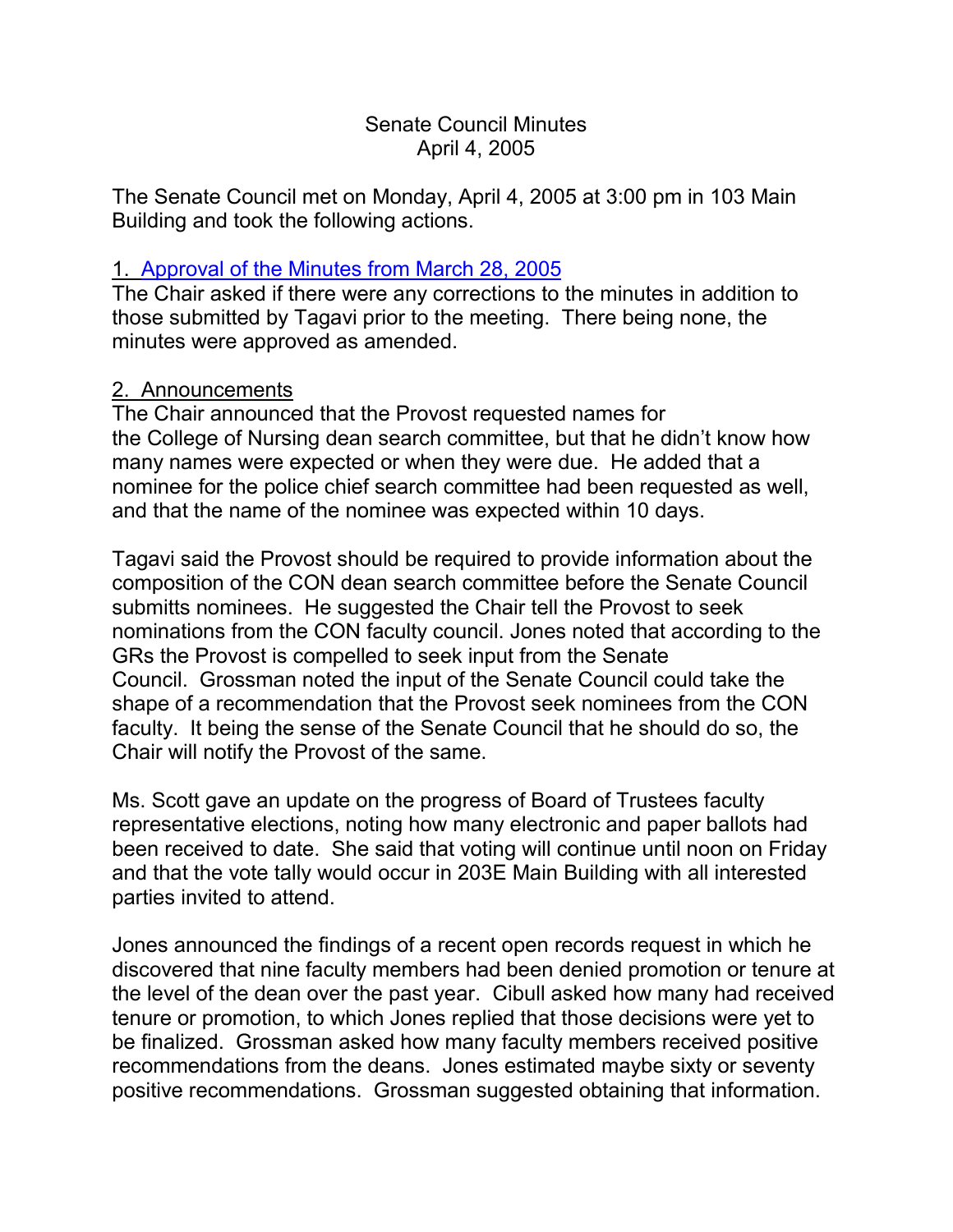# Senate Council Minutes
## April 4, 2005

The Senate Council met on Monday, April 4, 2005 at 3:00 pm in 103 Main Building and took the following actions.

### 1. Approval of the Minutes from March 28, 2005

The Chair asked if there were any corrections to the minutes in addition to those submitted by Tagavi prior to the meeting. There being none, the minutes were approved as amended.

### 2. Announcements

The Chair announced that the Provost requested names for the College of Nursing dean search committee, but that he didn't know how many names were expected or when they were due. He added that a nominee for the police chief search committee had been requested as well, and that the name of the nominee was expected within 10 days.

Tagavi said the Provost should be required to provide information about the composition of the CON dean search committee before the Senate Council submitts nominees. He suggested the Chair tell the Provost to seek nominations from the CON faculty council. Jones noted that according to the GRs the Provost is compelled to seek input from the Senate Council. Grossman noted the input of the Senate Council could take the shape of a recommendation that the Provost seek nominees from the CON faculty. It being the sense of the Senate Council that he should do so, the Chair will notify the Provost of the same.

Ms. Scott gave an update on the progress of Board of Trustees faculty representative elections, noting how many electronic and paper ballots had been received to date. She said that voting will continue until noon on Friday and that the vote tally would occur in 203E Main Building with all interested parties invited to attend.

Jones announced the findings of a recent open records request in which he discovered that nine faculty members had been denied promotion or tenure at the level of the dean over the past year. Cibull asked how many had received tenure or promotion, to which Jones replied that those decisions were yet to be finalized. Grossman asked how many faculty members received positive recommendations from the deans. Jones estimated maybe sixty or seventy positive recommendations. Grossman suggested obtaining that information.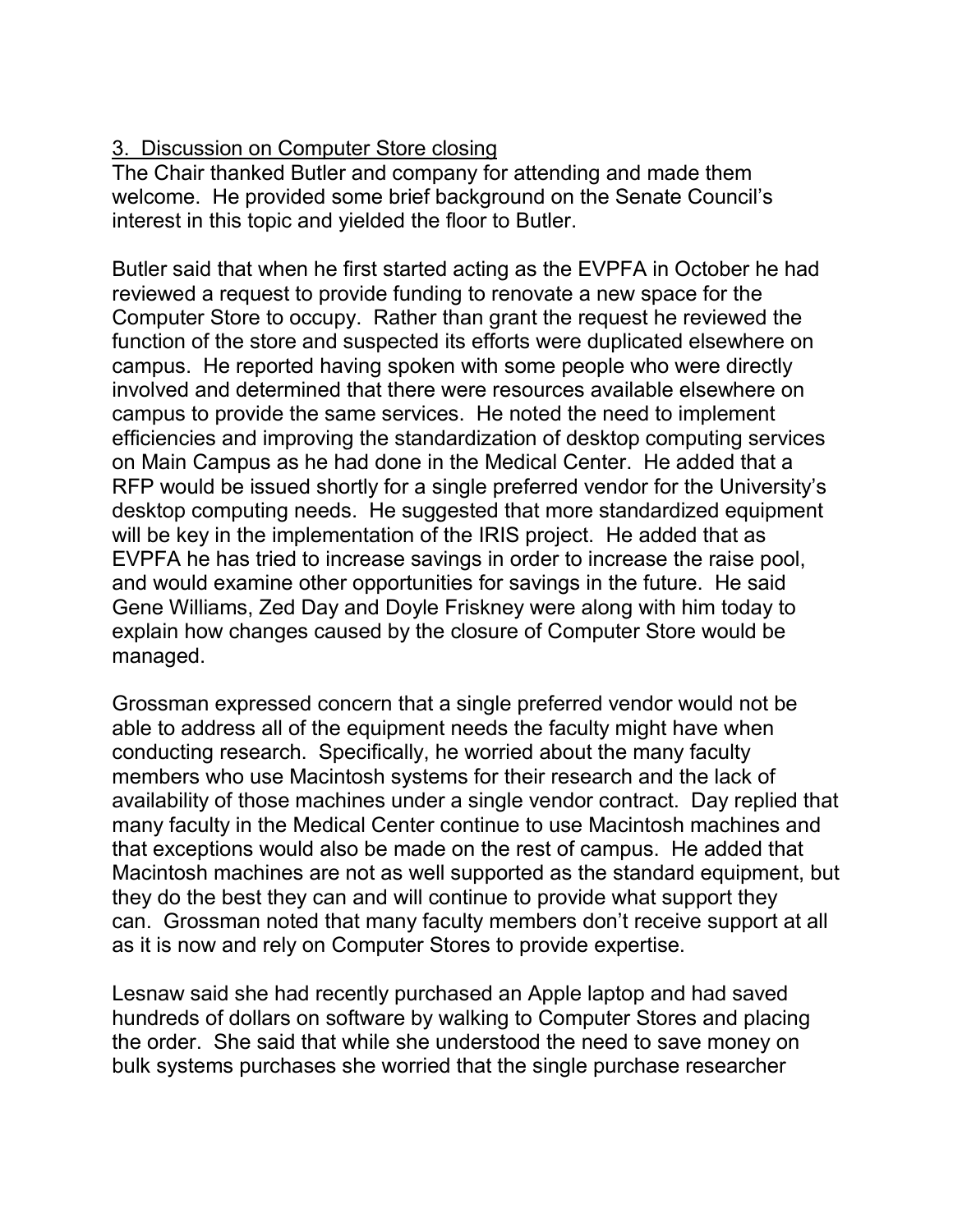3. Discussion on Computer Store closing

The Chair thanked Butler and company for attending and made them welcome. He provided some brief background on the Senate Council's interest in this topic and yielded the floor to Butler.

Butler said that when he first started acting as the EVPFA in October he had reviewed a request to provide funding to renovate a new space for the Computer Store to occupy. Rather than grant the request he reviewed the function of the store and suspected its efforts were duplicated elsewhere on campus. He reported having spoken with some people who were directly involved and determined that there were resources available elsewhere on campus to provide the same services. He noted the need to implement efficiencies and improving the standardization of desktop computing services on Main Campus as he had done in the Medical Center. He added that a RFP would be issued shortly for a single preferred vendor for the University's desktop computing needs. He suggested that more standardized equipment will be key in the implementation of the IRIS project. He added that as EVPFA he has tried to increase savings in order to increase the raise pool, and would examine other opportunities for savings in the future. He said Gene Williams, Zed Day and Doyle Friskney were along with him today to explain how changes caused by the closure of Computer Store would be managed.

Grossman expressed concern that a single preferred vendor would not be able to address all of the equipment needs the faculty might have when conducting research. Specifically, he worried about the many faculty members who use Macintosh systems for their research and the lack of availability of those machines under a single vendor contract. Day replied that many faculty in the Medical Center continue to use Macintosh machines and that exceptions would also be made on the rest of campus. He added that Macintosh machines are not as well supported as the standard equipment, but they do the best they can and will continue to provide what support they can. Grossman noted that many faculty members don't receive support at all as it is now and rely on Computer Stores to provide expertise.

Lesnaw said she had recently purchased an Apple laptop and had saved hundreds of dollars on software by walking to Computer Stores and placing the order. She said that while she understood the need to save money on bulk systems purchases she worried that the single purchase researcher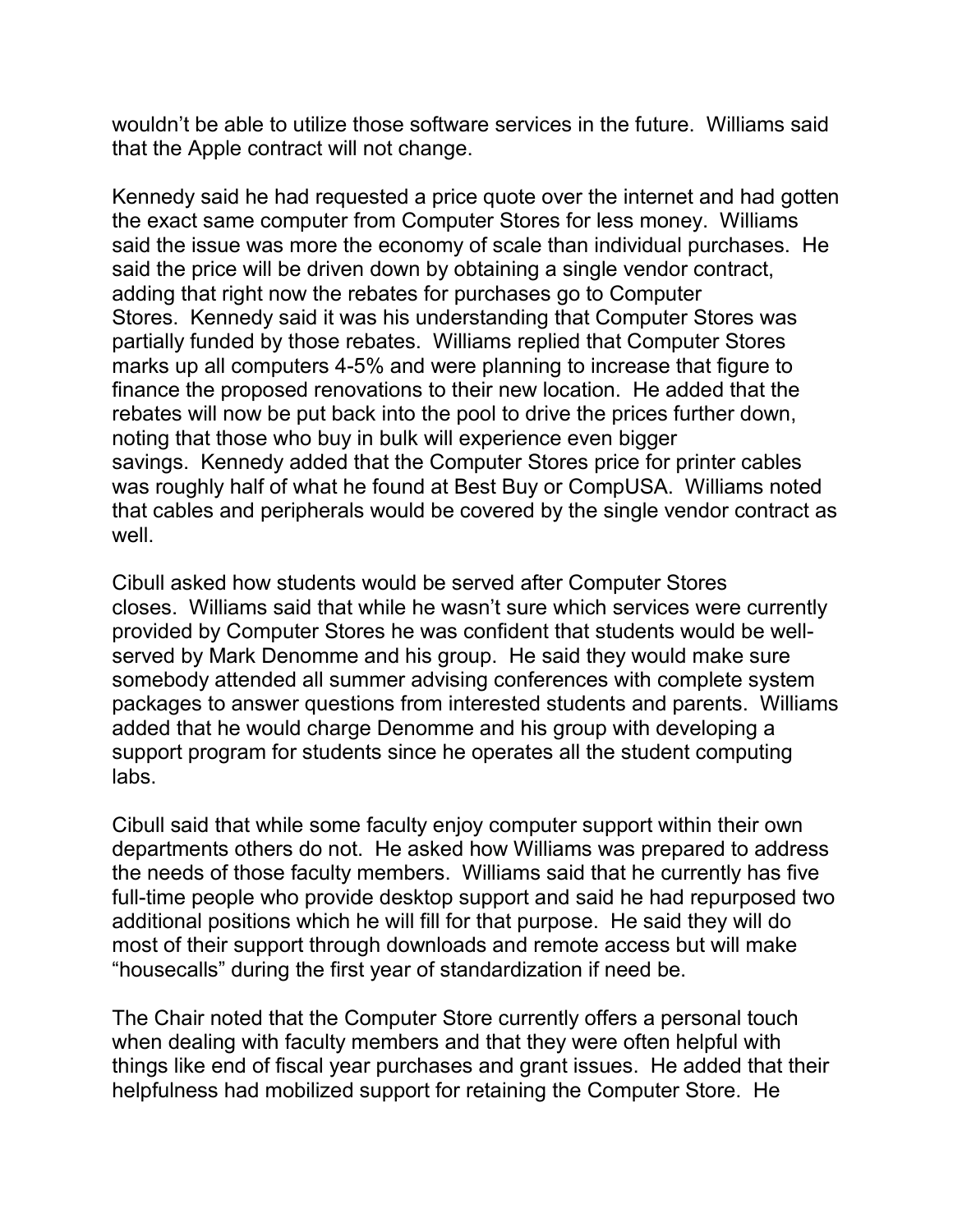wouldn't be able to utilize those software services in the future. Williams said that the Apple contract will not change.

Kennedy said he had requested a price quote over the internet and had gotten the exact same computer from Computer Stores for less money. Williams said the issue was more the economy of scale than individual purchases. He said the price will be driven down by obtaining a single vendor contract, adding that right now the rebates for purchases go to Computer Stores. Kennedy said it was his understanding that Computer Stores was partially funded by those rebates. Williams replied that Computer Stores marks up all computers 4-5% and were planning to increase that figure to finance the proposed renovations to their new location. He added that the rebates will now be put back into the pool to drive the prices further down, noting that those who buy in bulk will experience even bigger savings. Kennedy added that the Computer Stores price for printer cables was roughly half of what he found at Best Buy or CompUSA. Williams noted that cables and peripherals would be covered by the single vendor contract as well.

Cibull asked how students would be served after Computer Stores closes. Williams said that while he wasn't sure which services were currently provided by Computer Stores he was confident that students would be well-served by Mark Denomme and his group. He said they would make sure somebody attended all summer advising conferences with complete system packages to answer questions from interested students and parents. Williams added that he would charge Denomme and his group with developing a support program for students since he operates all the student computing labs.

Cibull said that while some faculty enjoy computer support within their own departments others do not. He asked how Williams was prepared to address the needs of those faculty members. Williams said that he currently has five full-time people who provide desktop support and said he had repurposed two additional positions which he will fill for that purpose. He said they will do most of their support through downloads and remote access but will make "housecalls" during the first year of standardization if need be.

The Chair noted that the Computer Store currently offers a personal touch when dealing with faculty members and that they were often helpful with things like end of fiscal year purchases and grant issues. He added that their helpfulness had mobilized support for retaining the Computer Store. He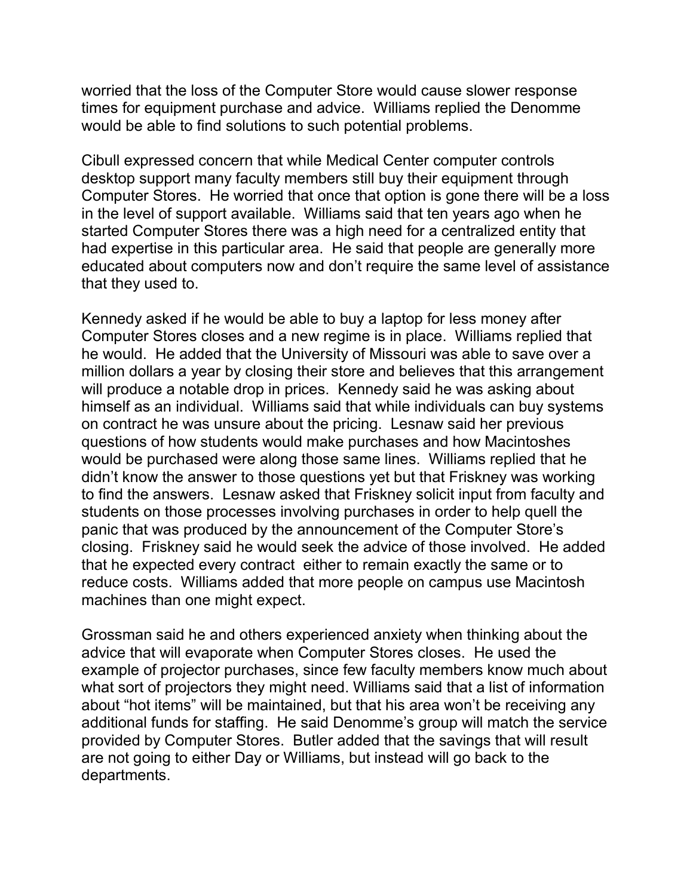worried that the loss of the Computer Store would cause slower response times for equipment purchase and advice. Williams replied the Denomme would be able to find solutions to such potential problems.

Cibull expressed concern that while Medical Center computer controls desktop support many faculty members still buy their equipment through Computer Stores. He worried that once that option is gone there will be a loss in the level of support available. Williams said that ten years ago when he started Computer Stores there was a high need for a centralized entity that had expertise in this particular area. He said that people are generally more educated about computers now and don't require the same level of assistance that they used to.

Kennedy asked if he would be able to buy a laptop for less money after Computer Stores closes and a new regime is in place. Williams replied that he would. He added that the University of Missouri was able to save over a million dollars a year by closing their store and believes that this arrangement will produce a notable drop in prices. Kennedy said he was asking about himself as an individual. Williams said that while individuals can buy systems on contract he was unsure about the pricing. Lesnaw said her previous questions of how students would make purchases and how Macintoshes would be purchased were along those same lines. Williams replied that he didn't know the answer to those questions yet but that Friskney was working to find the answers. Lesnaw asked that Friskney solicit input from faculty and students on those processes involving purchases in order to help quell the panic that was produced by the announcement of the Computer Store's closing. Friskney said he would seek the advice of those involved. He added that he expected every contract either to remain exactly the same or to reduce costs. Williams added that more people on campus use Macintosh machines than one might expect.

Grossman said he and others experienced anxiety when thinking about the advice that will evaporate when Computer Stores closes. He used the example of projector purchases, since few faculty members know much about what sort of projectors they might need. Williams said that a list of information about "hot items" will be maintained, but that his area won't be receiving any additional funds for staffing. He said Denomme's group will match the service provided by Computer Stores. Butler added that the savings that will result are not going to either Day or Williams, but instead will go back to the departments.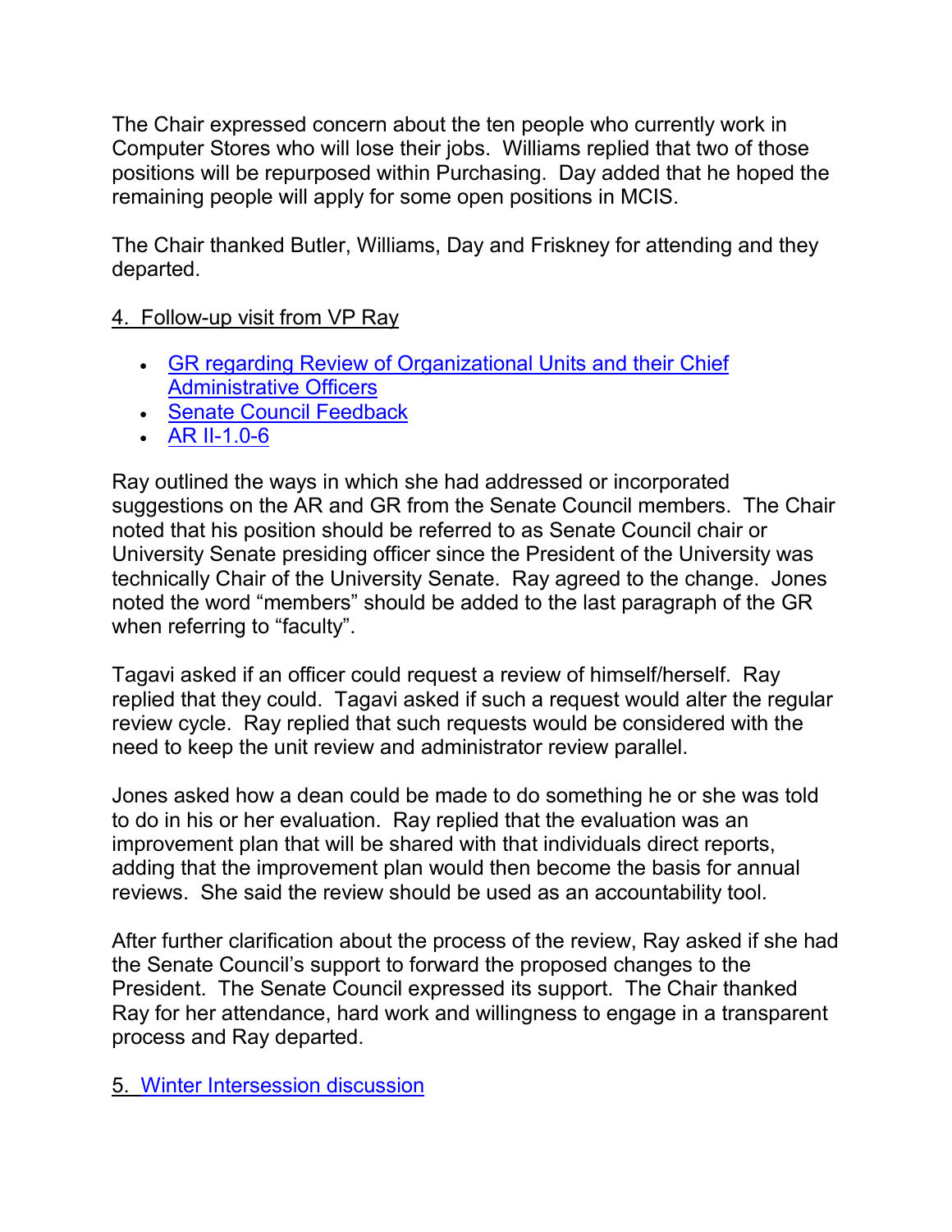The Chair expressed concern about the ten people who currently work in Computer Stores who will lose their jobs. Williams replied that two of those positions will be repurposed within Purchasing. Day added that he hoped the remaining people will apply for some open positions in MCIS.

The Chair thanked Butler, Williams, Day and Friskney for attending and they departed.

4. Follow-up visit from VP Ray

- GR regarding Review of Organizational Units and their Chief Administrative Officers
- Senate Council Feedback
- AR II-1.0-6

Ray outlined the ways in which she had addressed or incorporated suggestions on the AR and GR from the Senate Council members. The Chair noted that his position should be referred to as Senate Council chair or University Senate presiding officer since the President of the University was technically Chair of the University Senate. Ray agreed to the change. Jones noted the word "members" should be added to the last paragraph of the GR when referring to "faculty".

Tagavi asked if an officer could request a review of himself/herself. Ray replied that they could. Tagavi asked if such a request would alter the regular review cycle. Ray replied that such requests would be considered with the need to keep the unit review and administrator review parallel.

Jones asked how a dean could be made to do something he or she was told to do in his or her evaluation. Ray replied that the evaluation was an improvement plan that will be shared with that individuals direct reports, adding that the improvement plan would then become the basis for annual reviews. She said the review should be used as an accountability tool.

After further clarification about the process of the review, Ray asked if she had the Senate Council's support to forward the proposed changes to the President. The Senate Council expressed its support. The Chair thanked Ray for her attendance, hard work and willingness to engage in a transparent process and Ray departed.

5. Winter Intersession discussion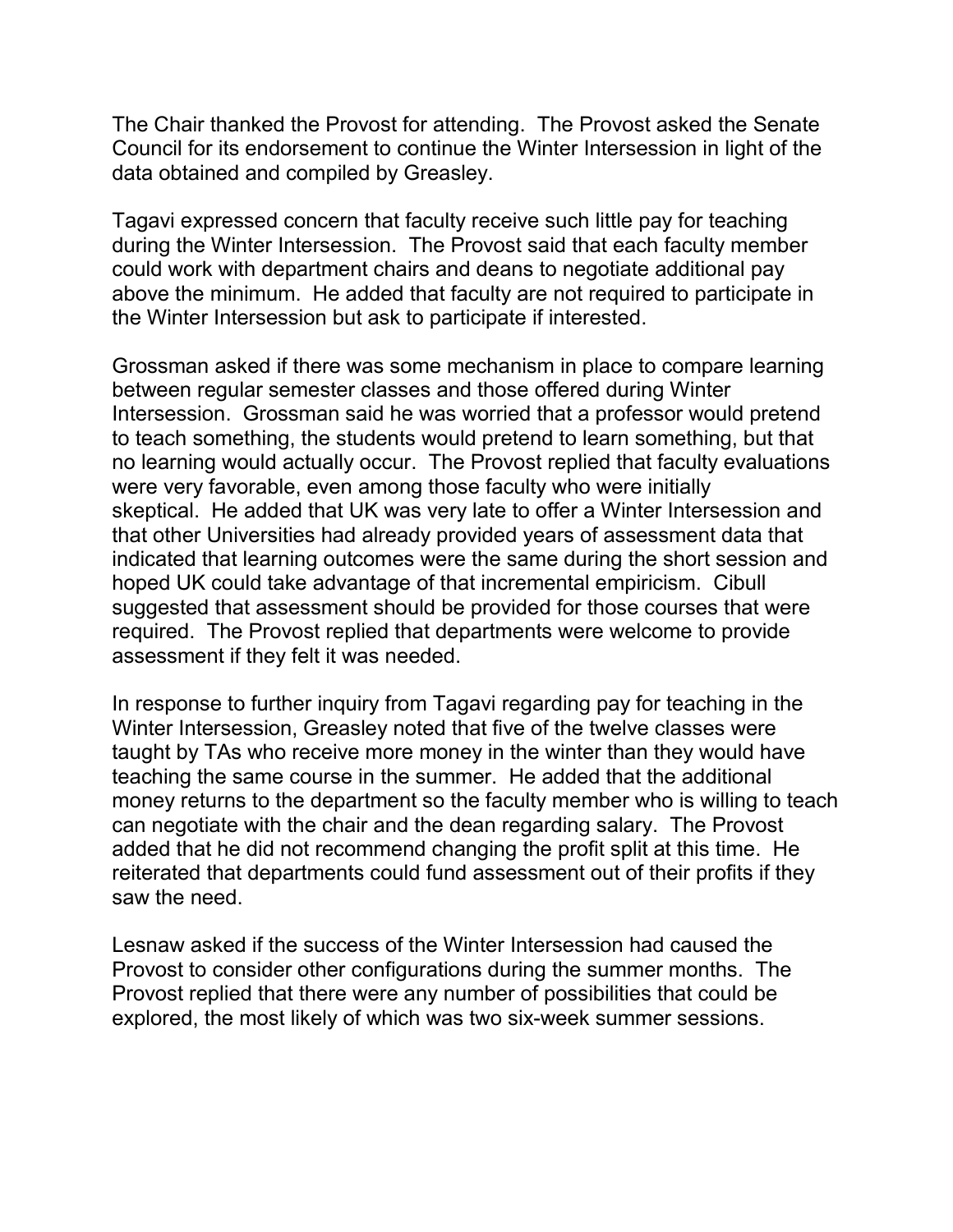The Chair thanked the Provost for attending. The Provost asked the Senate Council for its endorsement to continue the Winter Intersession in light of the data obtained and compiled by Greasley.

Tagavi expressed concern that faculty receive such little pay for teaching during the Winter Intersession. The Provost said that each faculty member could work with department chairs and deans to negotiate additional pay above the minimum. He added that faculty are not required to participate in the Winter Intersession but ask to participate if interested.

Grossman asked if there was some mechanism in place to compare learning between regular semester classes and those offered during Winter Intersession. Grossman said he was worried that a professor would pretend to teach something, the students would pretend to learn something, but that no learning would actually occur. The Provost replied that faculty evaluations were very favorable, even among those faculty who were initially skeptical. He added that UK was very late to offer a Winter Intersession and that other Universities had already provided years of assessment data that indicated that learning outcomes were the same during the short session and hoped UK could take advantage of that incremental empiricism. Cibull suggested that assessment should be provided for those courses that were required. The Provost replied that departments were welcome to provide assessment if they felt it was needed.

In response to further inquiry from Tagavi regarding pay for teaching in the Winter Intersession, Greasley noted that five of the twelve classes were taught by TAs who receive more money in the winter than they would have teaching the same course in the summer. He added that the additional money returns to the department so the faculty member who is willing to teach can negotiate with the chair and the dean regarding salary. The Provost added that he did not recommend changing the profit split at this time. He reiterated that departments could fund assessment out of their profits if they saw the need.

Lesnaw asked if the success of the Winter Intersession had caused the Provost to consider other configurations during the summer months. The Provost replied that there were any number of possibilities that could be explored, the most likely of which was two six-week summer sessions.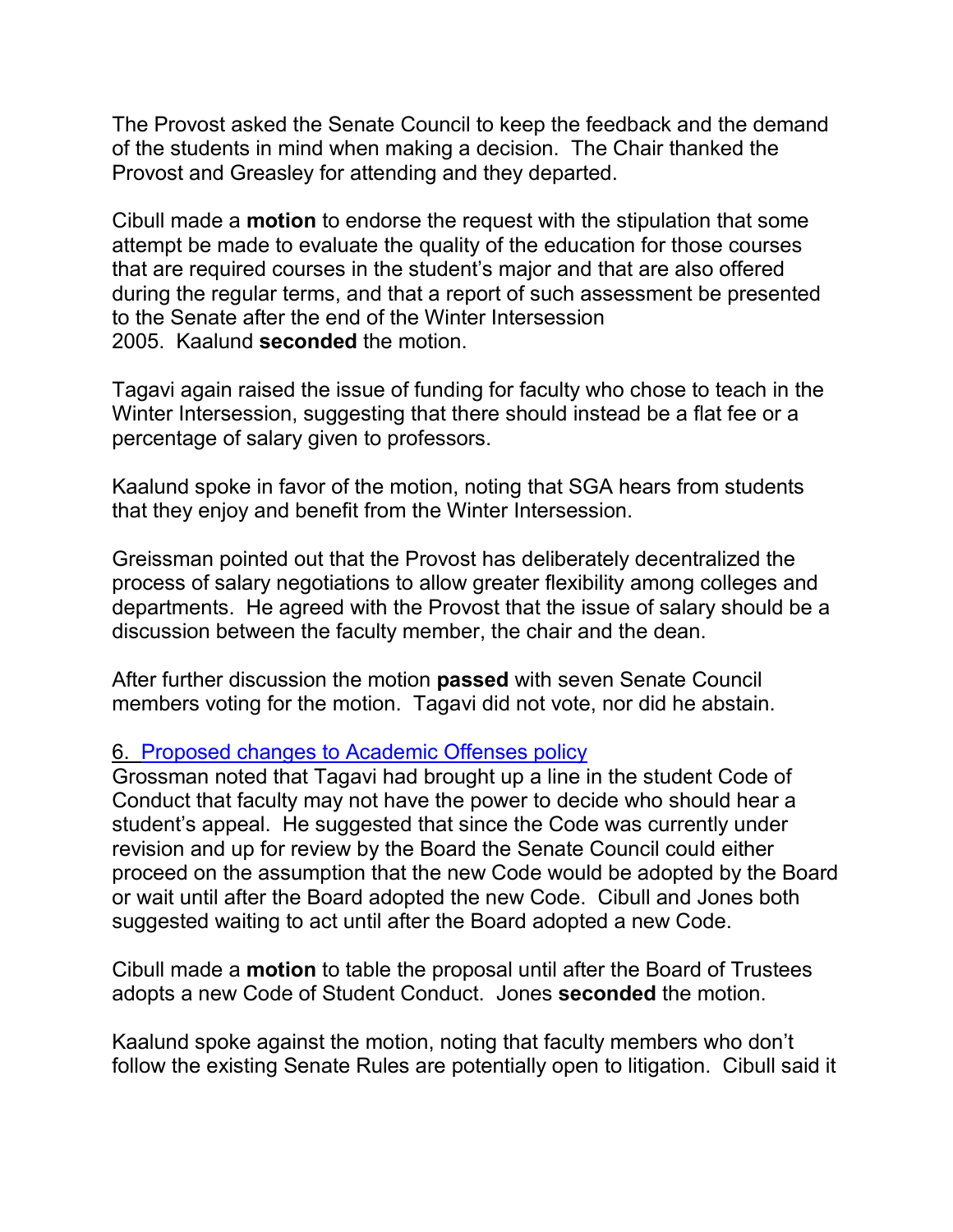The Provost asked the Senate Council to keep the feedback and the demand of the students in mind when making a decision. The Chair thanked the Provost and Greasley for attending and they departed.

Cibull made a **motion** to endorse the request with the stipulation that some attempt be made to evaluate the quality of the education for those courses that are required courses in the student's major and that are also offered during the regular terms, and that a report of such assessment be presented to the Senate after the end of the Winter Intersession 2005. Kaalund **seconded** the motion.

Tagavi again raised the issue of funding for faculty who chose to teach in the Winter Intersession, suggesting that there should instead be a flat fee or a percentage of salary given to professors.

Kaalund spoke in favor of the motion, noting that SGA hears from students that they enjoy and benefit from the Winter Intersession.

Greissman pointed out that the Provost has deliberately decentralized the process of salary negotiations to allow greater flexibility among colleges and departments. He agreed with the Provost that the issue of salary should be a discussion between the faculty member, the chair and the dean.

After further discussion the motion **passed** with seven Senate Council members voting for the motion. Tagavi did not vote, nor did he abstain.

6. Proposed changes to Academic Offenses policy

Grossman noted that Tagavi had brought up a line in the student Code of Conduct that faculty may not have the power to decide who should hear a student's appeal. He suggested that since the Code was currently under revision and up for review by the Board the Senate Council could either proceed on the assumption that the new Code would be adopted by the Board or wait until after the Board adopted the new Code. Cibull and Jones both suggested waiting to act until after the Board adopted a new Code.

Cibull made a **motion** to table the proposal until after the Board of Trustees adopts a new Code of Student Conduct. Jones **seconded** the motion.

Kaalund spoke against the motion, noting that faculty members who don't follow the existing Senate Rules are potentially open to litigation. Cibull said it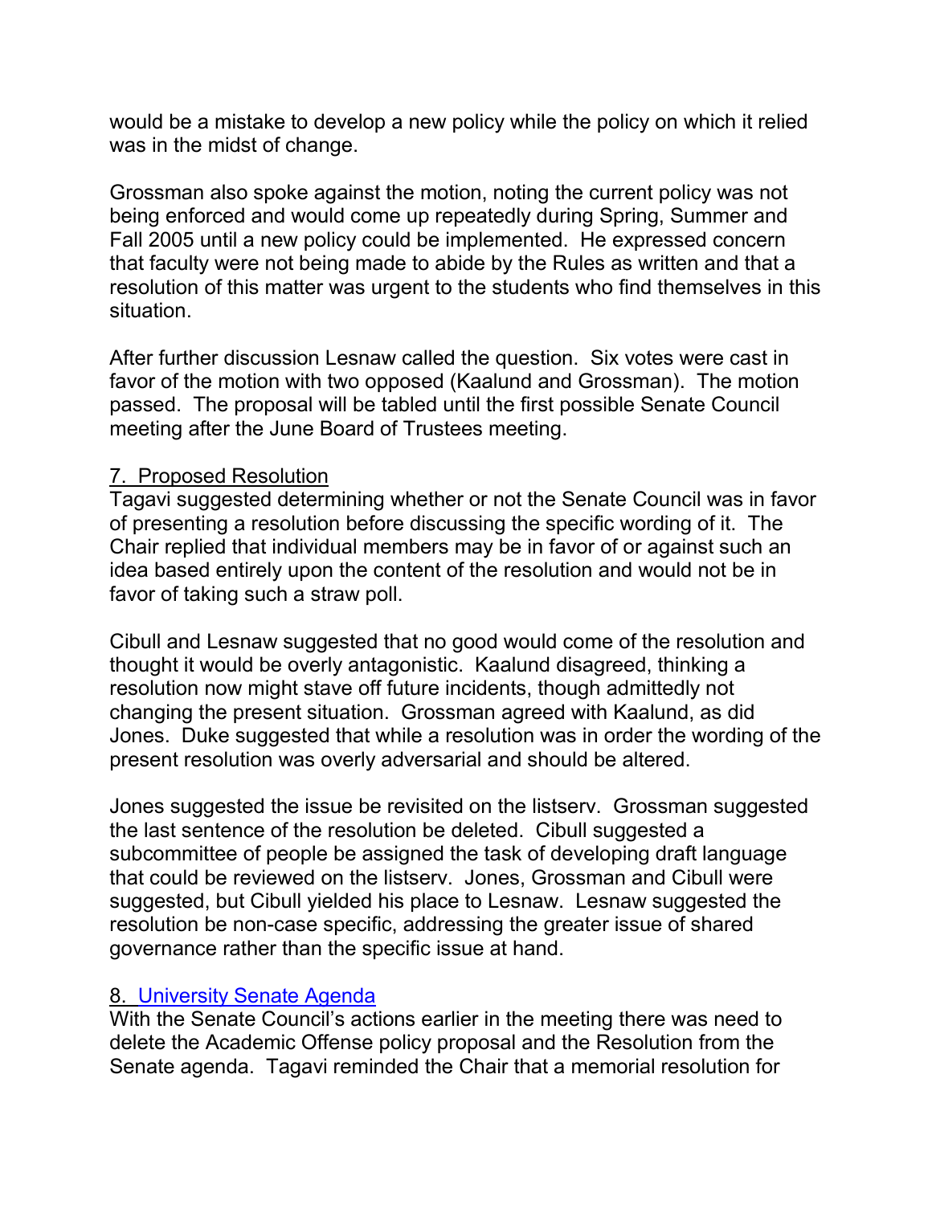would be a mistake to develop a new policy while the policy on which it relied was in the midst of change.

Grossman also spoke against the motion, noting the current policy was not being enforced and would come up repeatedly during Spring, Summer and Fall 2005 until a new policy could be implemented. He expressed concern that faculty were not being made to abide by the Rules as written and that a resolution of this matter was urgent to the students who find themselves in this situation.

After further discussion Lesnaw called the question. Six votes were cast in favor of the motion with two opposed (Kaalund and Grossman). The motion passed. The proposal will be tabled until the first possible Senate Council meeting after the June Board of Trustees meeting.

7. Proposed Resolution

Tagavi suggested determining whether or not the Senate Council was in favor of presenting a resolution before discussing the specific wording of it. The Chair replied that individual members may be in favor of or against such an idea based entirely upon the content of the resolution and would not be in favor of taking such a straw poll.

Cibull and Lesnaw suggested that no good would come of the resolution and thought it would be overly antagonistic. Kaalund disagreed, thinking a resolution now might stave off future incidents, though admittedly not changing the present situation. Grossman agreed with Kaalund, as did Jones. Duke suggested that while a resolution was in order the wording of the present resolution was overly adversarial and should be altered.

Jones suggested the issue be revisited on the listserv. Grossman suggested the last sentence of the resolution be deleted. Cibull suggested a subcommittee of people be assigned the task of developing draft language that could be reviewed on the listserv. Jones, Grossman and Cibull were suggested, but Cibull yielded his place to Lesnaw. Lesnaw suggested the resolution be non-case specific, addressing the greater issue of shared governance rather than the specific issue at hand.

8. University Senate Agenda

With the Senate Council's actions earlier in the meeting there was need to delete the Academic Offense policy proposal and the Resolution from the Senate agenda. Tagavi reminded the Chair that a memorial resolution for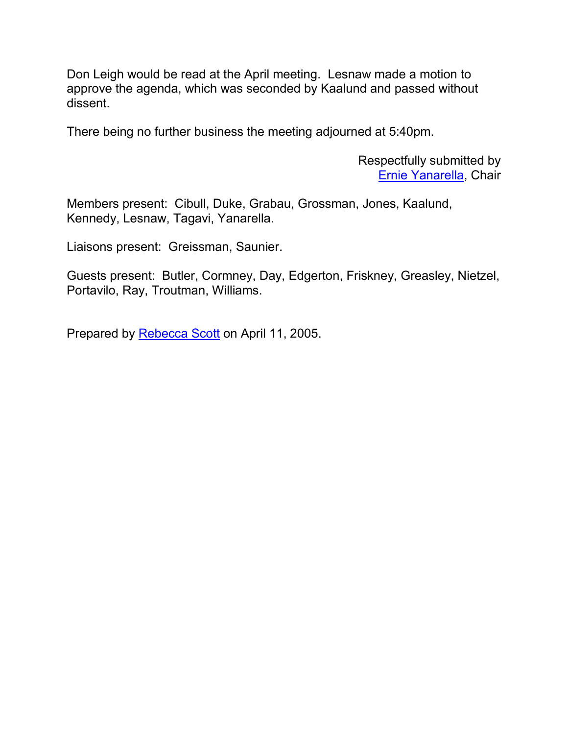Don Leigh would be read at the April meeting. Lesnaw made a motion to approve the agenda, which was seconded by Kaalund and passed without dissent.

There being no further business the meeting adjourned at 5:40pm.

Respectfully submitted by
Ernie Yanarella, Chair

Members present: Cibull, Duke, Grabau, Grossman, Jones, Kaalund, Kennedy, Lesnaw, Tagavi, Yanarella.

Liaisons present: Greissman, Saunier.

Guests present: Butler, Cormney, Day, Edgerton, Friskney, Greasley, Nietzel, Portavilo, Ray, Troutman, Williams.

Prepared by Rebecca Scott on April 11, 2005.